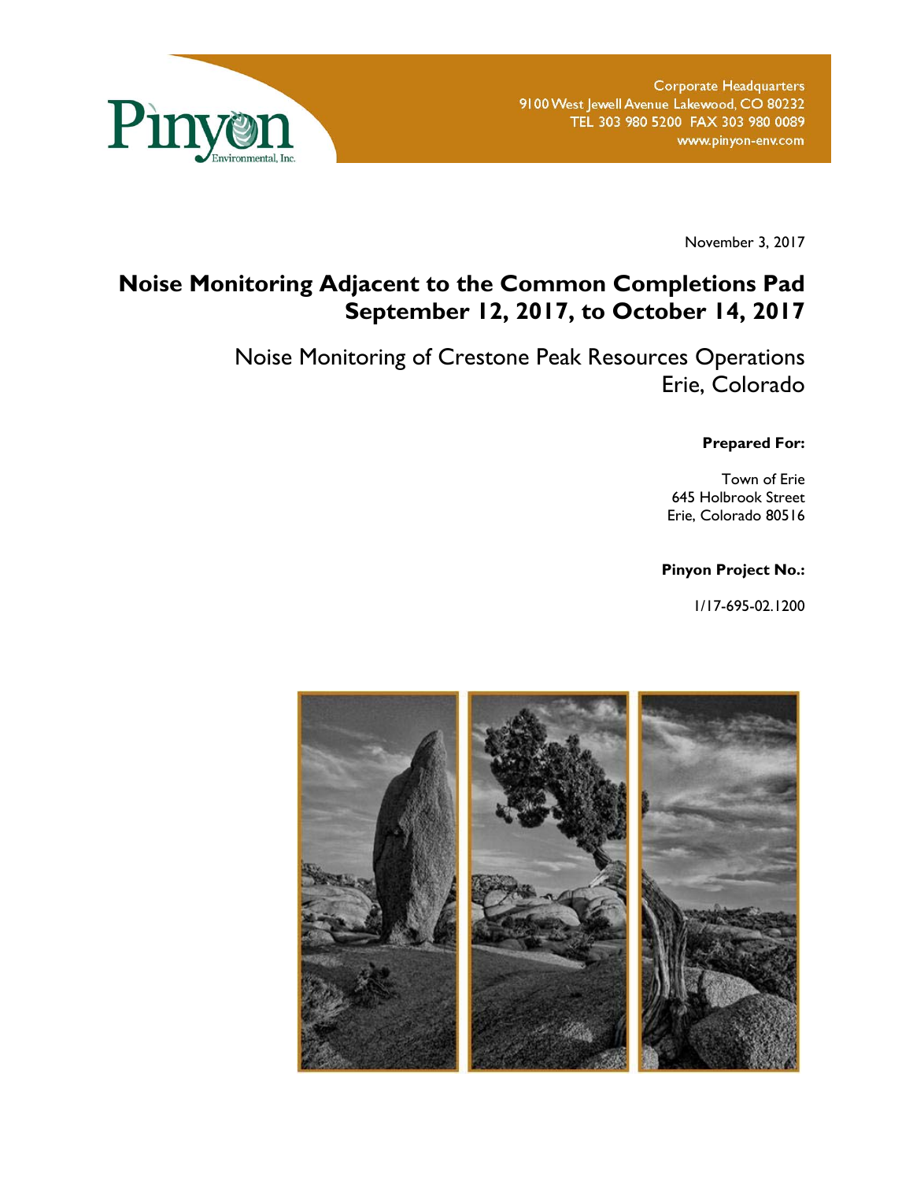Pinyon Environmental, Inc.

Corporate Headquarters
9100 West Jewell Avenue Lakewood, CO 80232
TEL 303 980 5200 FAX 303 980 0089
www.pinyon-env.com

November 3, 2017

# Noise Monitoring Adjacent to the Common Completions Pad September 12, 2017, to October 14, 2017

## Noise Monitoring of Crestone Peak Resources Operations Erie, Colorado

**Prepared For:**

Town of Erie
645 Holbrook Street
Erie, Colorado 80516

**Pinyon Project No.:**

1/17-695-02.1200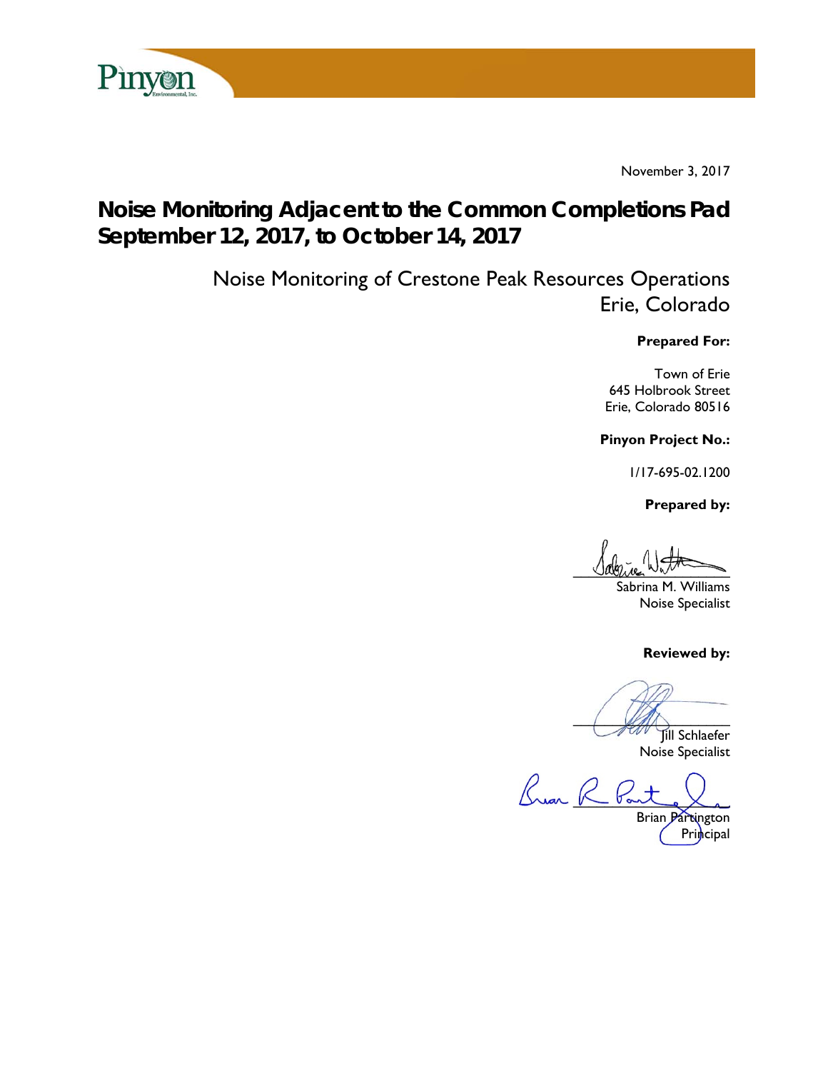November 3, 2017

# Noise Monitoring Adjacent to the Common Completions Pad September 12, 2017, to October 14, 2017

Noise Monitoring of Crestone Peak Resources Operations
Erie, Colorado

**Prepared For:**

Town of Erie
645 Holbrook Street
Erie, Colorado 80516

**Pinyon Project No.:**

1/17-695-02.1200

**Prepared by:**

Sabrina M. Williams
Noise Specialist

**Reviewed by:**

Jill Schlaefer
Noise Specialist

Brian Partington
Principal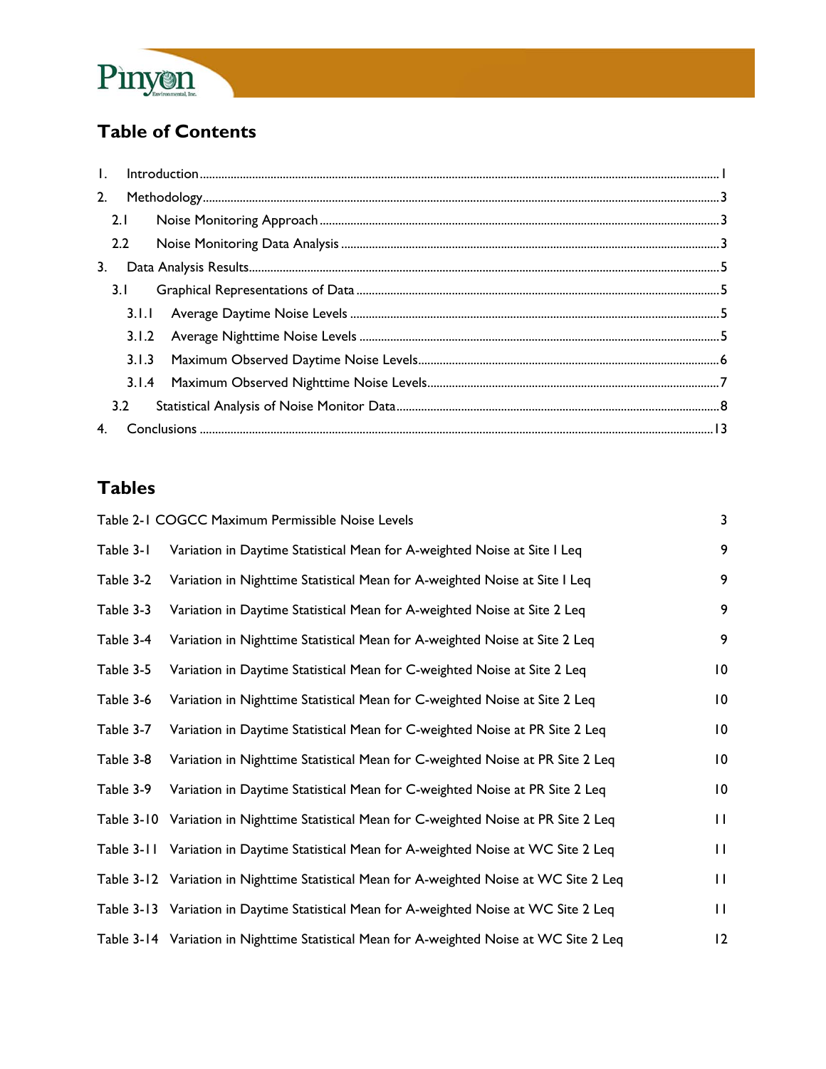## Table of Contents

| | | |
|---|---|---|
| 1. | Introduction | 1 |
| 2. | Methodology | 3 |
| 2.1 | Noise Monitoring Approach | 3 |
| 2.2 | Noise Monitoring Data Analysis | 3 |
| 3. | Data Analysis Results | 5 |
| 3.1 | Graphical Representations of Data | 5 |
| 3.1.1 | Average Daytime Noise Levels | 5 |
| 3.1.2 | Average Nighttime Noise Levels | 5 |
| 3.1.3 | Maximum Observed Daytime Noise Levels | 6 |
| 3.1.4 | Maximum Observed Nighttime Noise Levels | 7 |
| 3.2 | Statistical Analysis of Noise Monitor Data | 8 |
| 4. | Conclusions | 13 |

## Tables

| | | |
|---|---|---|
| Table 2-1 | COGCC Maximum Permissible Noise Levels | 3 |
| Table 3-1 | Variation in Daytime Statistical Mean for A-weighted Noise at Site 1 Leq | 9 |
| Table 3-2 | Variation in Nighttime Statistical Mean for A-weighted Noise at Site 1 Leq | 9 |
| Table 3-3 | Variation in Daytime Statistical Mean for A-weighted Noise at Site 2 Leq | 9 |
| Table 3-4 | Variation in Nighttime Statistical Mean for A-weighted Noise at Site 2 Leq | 9 |
| Table 3-5 | Variation in Daytime Statistical Mean for C-weighted Noise at Site 2 Leq | 10 |
| Table 3-6 | Variation in Nighttime Statistical Mean for C-weighted Noise at Site 2 Leq | 10 |
| Table 3-7 | Variation in Daytime Statistical Mean for C-weighted Noise at PR Site 2 Leq | 10 |
| Table 3-8 | Variation in Nighttime Statistical Mean for C-weighted Noise at PR Site 2 Leq | 10 |
| Table 3-9 | Variation in Daytime Statistical Mean for C-weighted Noise at PR Site 2 Leq | 10 |
| Table 3-10 | Variation in Nighttime Statistical Mean for C-weighted Noise at PR Site 2 Leq | 11 |
| Table 3-11 | Variation in Daytime Statistical Mean for A-weighted Noise at WC Site 2 Leq | 11 |
| Table 3-12 | Variation in Nighttime Statistical Mean for A-weighted Noise at WC Site 2 Leq | 11 |
| Table 3-13 | Variation in Daytime Statistical Mean for A-weighted Noise at WC Site 2 Leq | 11 |
| Table 3-14 | Variation in Nighttime Statistical Mean for A-weighted Noise at WC Site 2 Leq | 12 |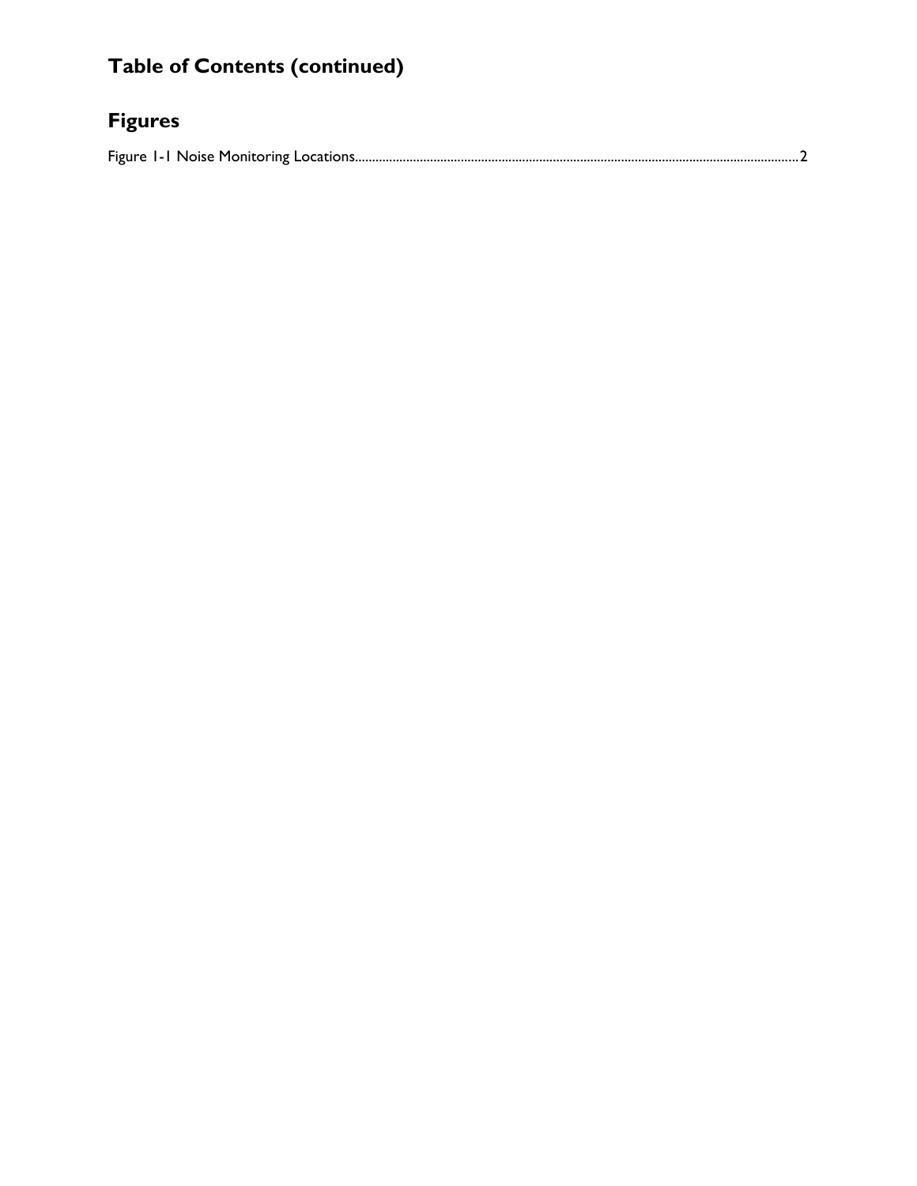# Table of Contents (continued)

## Figures

Figure 1-1 Noise Monitoring Locations....................................................................................................................2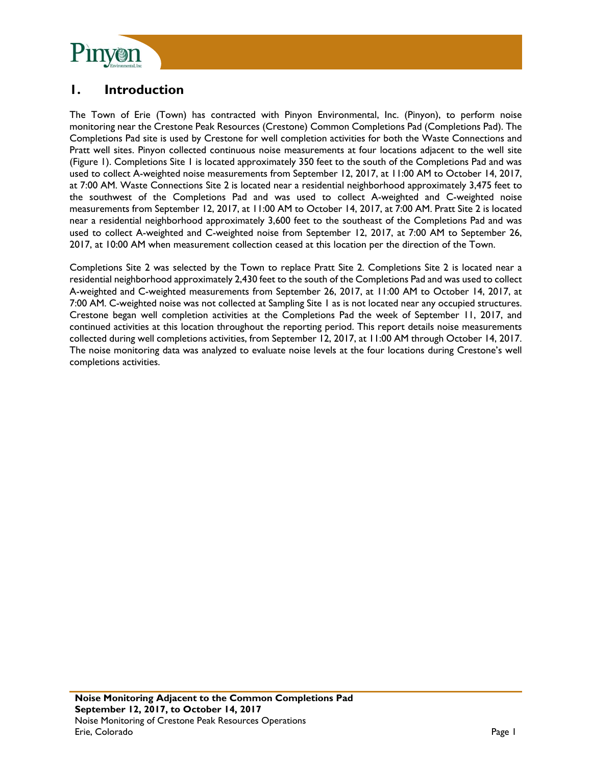# 1. Introduction

The Town of Erie (Town) has contracted with Pinyon Environmental, Inc. (Pinyon), to perform noise monitoring near the Crestone Peak Resources (Crestone) Common Completions Pad (Completions Pad). The Completions Pad site is used by Crestone for well completion activities for both the Waste Connections and Pratt well sites. Pinyon collected continuous noise measurements at four locations adjacent to the well site (Figure 1). Completions Site 1 is located approximately 350 feet to the south of the Completions Pad and was used to collect A-weighted noise measurements from September 12, 2017, at 11:00 AM to October 14, 2017, at 7:00 AM. Waste Connections Site 2 is located near a residential neighborhood approximately 3,475 feet to the southwest of the Completions Pad and was used to collect A-weighted and C-weighted noise measurements from September 12, 2017, at 11:00 AM to October 14, 2017, at 7:00 AM. Pratt Site 2 is located near a residential neighborhood approximately 3,600 feet to the southeast of the Completions Pad and was used to collect A-weighted and C-weighted noise from September 12, 2017, at 7:00 AM to September 26, 2017, at 10:00 AM when measurement collection ceased at this location per the direction of the Town.

Completions Site 2 was selected by the Town to replace Pratt Site 2. Completions Site 2 is located near a residential neighborhood approximately 2,430 feet to the south of the Completions Pad and was used to collect A-weighted and C-weighted measurements from September 26, 2017, at 11:00 AM to October 14, 2017, at 7:00 AM. C-weighted noise was not collected at Sampling Site 1 as is not located near any occupied structures. Crestone began well completion activities at the Completions Pad the week of September 11, 2017, and continued activities at this location throughout the reporting period. This report details noise measurements collected during well completions activities, from September 12, 2017, at 11:00 AM through October 14, 2017. The noise monitoring data was analyzed to evaluate noise levels at the four locations during Crestone's well completions activities.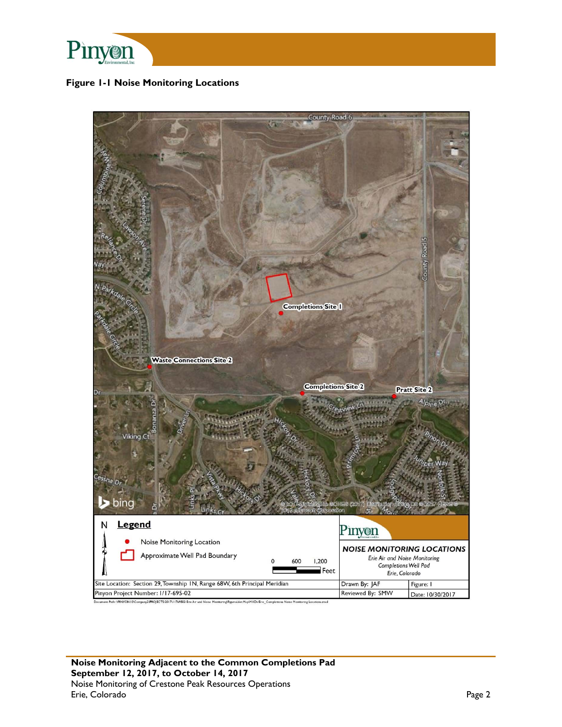**Figure 1-1 Noise Monitoring Locations**

Completions Site 1

Waste Connections Site 2

Completions Site 2

Pratt Site 2

**Legend**

- Noise Monitoring Location
- Approximate Well Pad Boundary

0 600 1,200 Feet

**NOISE MONITORING LOCATIONS**

*Erie Air and Noise Monitoring*
*Completions Well Pad*
*Erie, Colorado*

| Site Location: Section 29, Township 1N, Range 68W, 6th Principal Meridian | Drawn By: JAF | Figure: 1 |
|---|---|---|
| Pinyon Project Number: 1/17-695-02 | Reviewed By: SMW | Date: 10/30/2017 |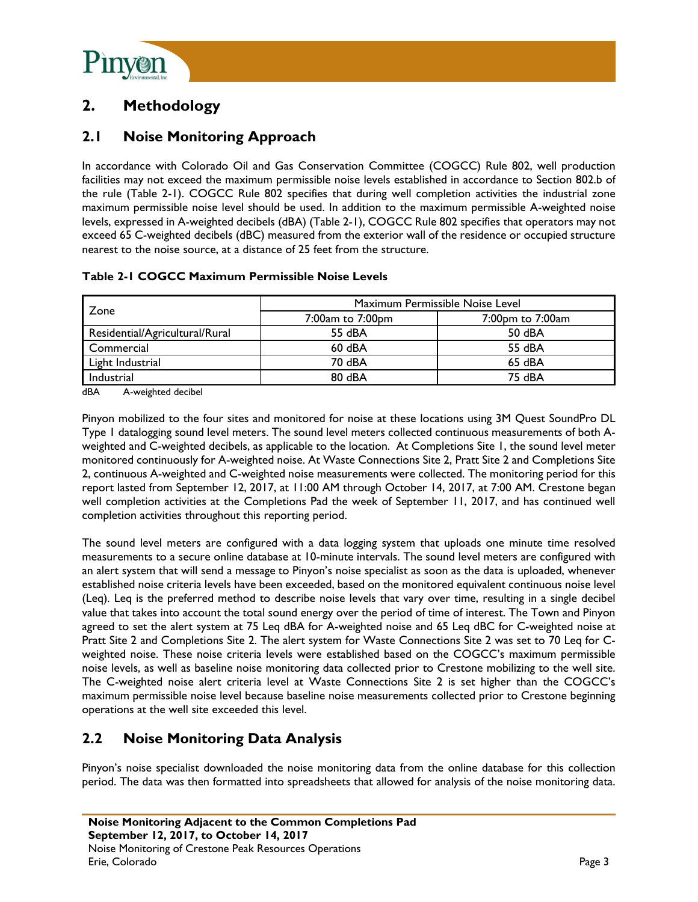# 2. Methodology

## 2.1 Noise Monitoring Approach

In accordance with Colorado Oil and Gas Conservation Committee (COGCC) Rule 802, well production facilities may not exceed the maximum permissible noise levels established in accordance to Section 802.b of the rule (Table 2-1). COGCC Rule 802 specifies that during well completion activities the industrial zone maximum permissible noise level should be used. In addition to the maximum permissible A-weighted noise levels, expressed in A-weighted decibels (dBA) (Table 2-1), COGCC Rule 802 specifies that operators may not exceed 65 C-weighted decibels (dBC) measured from the exterior wall of the residence or occupied structure nearest to the noise source, at a distance of 25 feet from the structure.

**Table 2-1 COGCC Maximum Permissible Noise Levels**

| Zone | Maximum Permissible Noise Level | |
|---|---|---|
| | 7:00am to 7:00pm | 7:00pm to 7:00am |
| Residential/Agricultural/Rural | 55 dBA | 50 dBA |
| Commercial | 60 dBA | 55 dBA |
| Light Industrial | 70 dBA | 65 dBA |
| Industrial | 80 dBA | 75 dBA |

dBA A-weighted decibel

Pinyon mobilized to the four sites and monitored for noise at these locations using 3M Quest SoundPro DL Type 1 datalogging sound level meters. The sound level meters collected continuous measurements of both A-weighted and C-weighted decibels, as applicable to the location. At Completions Site 1, the sound level meter monitored continuously for A-weighted noise. At Waste Connections Site 2, Pratt Site 2 and Completions Site 2, continuous A-weighted and C-weighted noise measurements were collected. The monitoring period for this report lasted from September 12, 2017, at 11:00 AM through October 14, 2017, at 7:00 AM. Crestone began well completion activities at the Completions Pad the week of September 11, 2017, and has continued well completion activities throughout this reporting period.

The sound level meters are configured with a data logging system that uploads one minute time resolved measurements to a secure online database at 10-minute intervals. The sound level meters are configured with an alert system that will send a message to Pinyon's noise specialist as soon as the data is uploaded, whenever established noise criteria levels have been exceeded, based on the monitored equivalent continuous noise level (Leq). Leq is the preferred method to describe noise levels that vary over time, resulting in a single decibel value that takes into account the total sound energy over the period of time of interest. The Town and Pinyon agreed to set the alert system at 75 Leq dBA for A-weighted noise and 65 Leq dBC for C-weighted noise at Pratt Site 2 and Completions Site 2. The alert system for Waste Connections Site 2 was set to 70 Leq for C-weighted noise. These noise criteria levels were established based on the COGCC's maximum permissible noise levels, as well as baseline noise monitoring data collected prior to Crestone mobilizing to the well site. The C-weighted noise alert criteria level at Waste Connections Site 2 is set higher than the COGCC's maximum permissible noise level because baseline noise measurements collected prior to Crestone beginning operations at the well site exceeded this level.

## 2.2 Noise Monitoring Data Analysis

Pinyon's noise specialist downloaded the noise monitoring data from the online database for this collection period. The data was then formatted into spreadsheets that allowed for analysis of the noise monitoring data.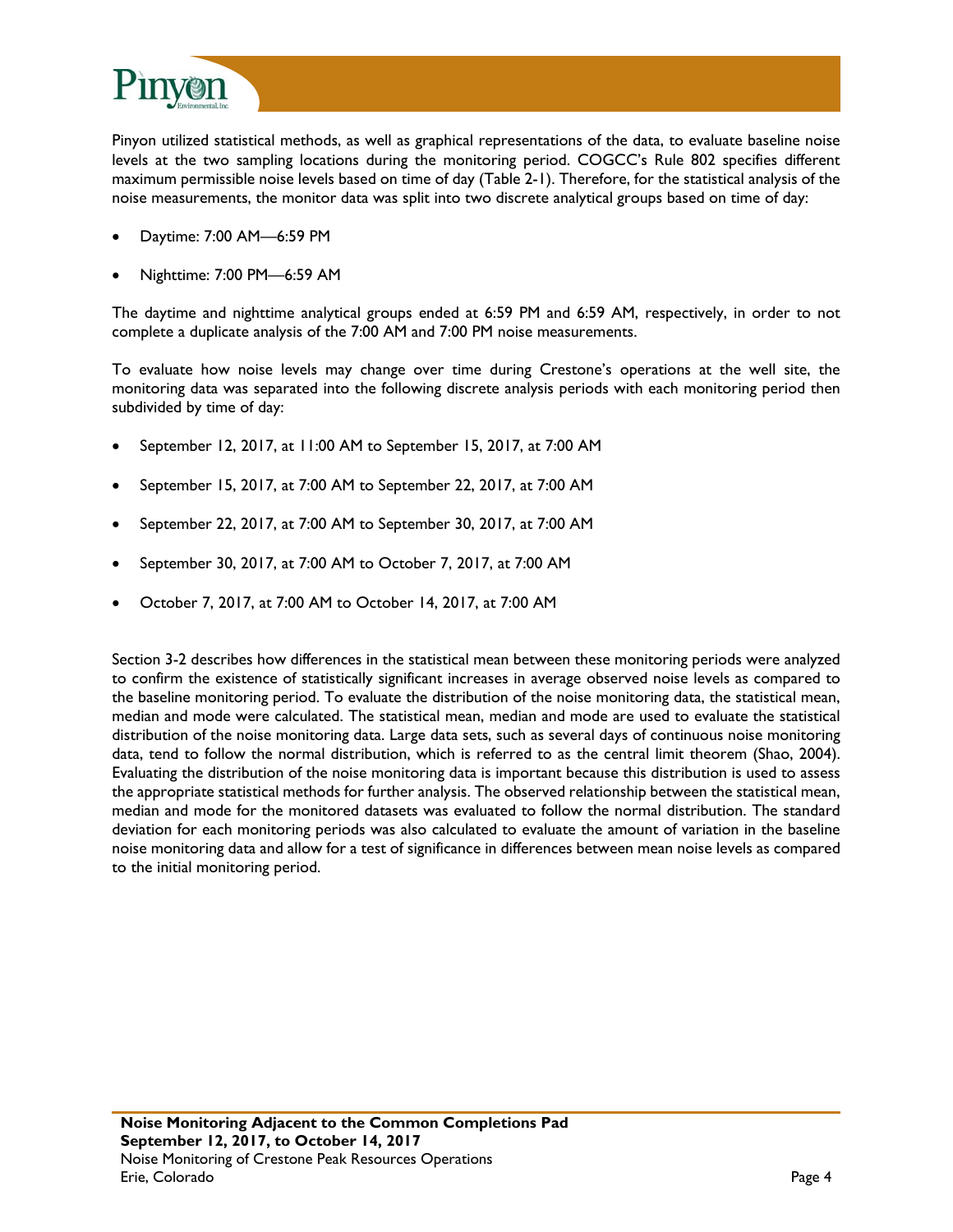Pinyon utilized statistical methods, as well as graphical representations of the data, to evaluate baseline noise levels at the two sampling locations during the monitoring period. COGCC's Rule 802 specifies different maximum permissible noise levels based on time of day (Table 2-1). Therefore, for the statistical analysis of the noise measurements, the monitor data was split into two discrete analytical groups based on time of day:

- Daytime: 7:00 AM—6:59 PM
- Nighttime: 7:00 PM—6:59 AM

The daytime and nighttime analytical groups ended at 6:59 PM and 6:59 AM, respectively, in order to not complete a duplicate analysis of the 7:00 AM and 7:00 PM noise measurements.

To evaluate how noise levels may change over time during Crestone's operations at the well site, the monitoring data was separated into the following discrete analysis periods with each monitoring period then subdivided by time of day:

- September 12, 2017, at 11:00 AM to September 15, 2017, at 7:00 AM
- September 15, 2017, at 7:00 AM to September 22, 2017, at 7:00 AM
- September 22, 2017, at 7:00 AM to September 30, 2017, at 7:00 AM
- September 30, 2017, at 7:00 AM to October 7, 2017, at 7:00 AM
- October 7, 2017, at 7:00 AM to October 14, 2017, at 7:00 AM

Section 3-2 describes how differences in the statistical mean between these monitoring periods were analyzed to confirm the existence of statistically significant increases in average observed noise levels as compared to the baseline monitoring period. To evaluate the distribution of the noise monitoring data, the statistical mean, median and mode were calculated. The statistical mean, median and mode are used to evaluate the statistical distribution of the noise monitoring data. Large data sets, such as several days of continuous noise monitoring data, tend to follow the normal distribution, which is referred to as the central limit theorem (Shao, 2004). Evaluating the distribution of the noise monitoring data is important because this distribution is used to assess the appropriate statistical methods for further analysis. The observed relationship between the statistical mean, median and mode for the monitored datasets was evaluated to follow the normal distribution. The standard deviation for each monitoring periods was also calculated to evaluate the amount of variation in the baseline noise monitoring data and allow for a test of significance in differences between mean noise levels as compared to the initial monitoring period.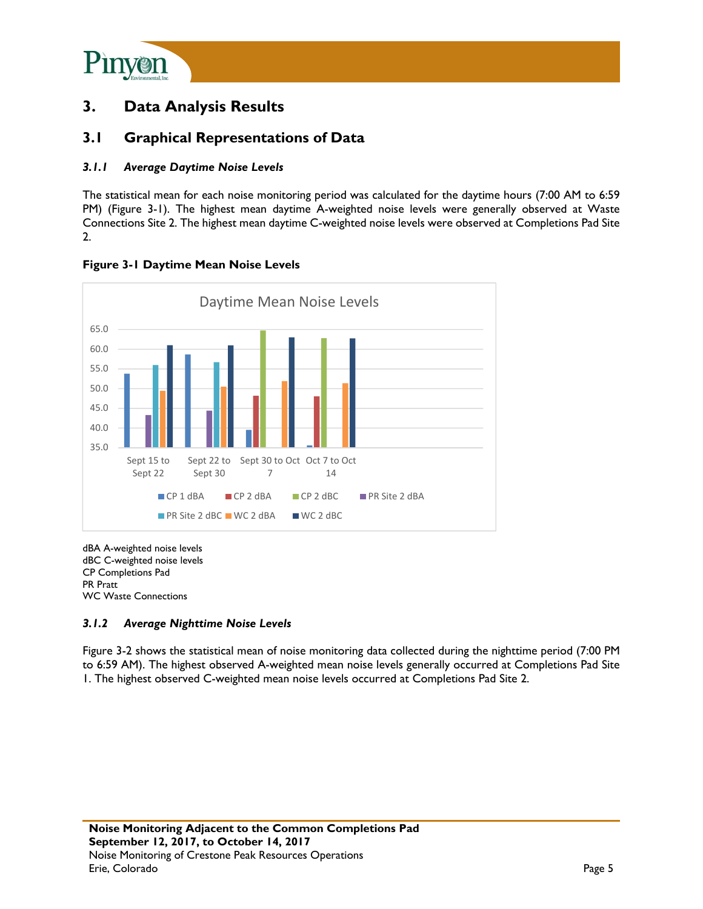# 3. Data Analysis Results

## 3.1 Graphical Representations of Data

### *3.1.1 Average Daytime Noise Levels*

The statistical mean for each noise monitoring period was calculated for the daytime hours (7:00 AM to 6:59 PM) (Figure 3-1). The highest mean daytime A-weighted noise levels were generally observed at Waste Connections Site 2. The highest mean daytime C-weighted noise levels were observed at Completions Pad Site 2.

**Figure 3-1 Daytime Mean Noise Levels**

dBA A-weighted noise levels
dBC C-weighted noise levels
CP Completions Pad
PR Pratt
WC Waste Connections

### *3.1.2 Average Nighttime Noise Levels*

Figure 3-2 shows the statistical mean of noise monitoring data collected during the nighttime period (7:00 PM to 6:59 AM). The highest observed A-weighted mean noise levels generally occurred at Completions Pad Site 1. The highest observed C-weighted mean noise levels occurred at Completions Pad Site 2.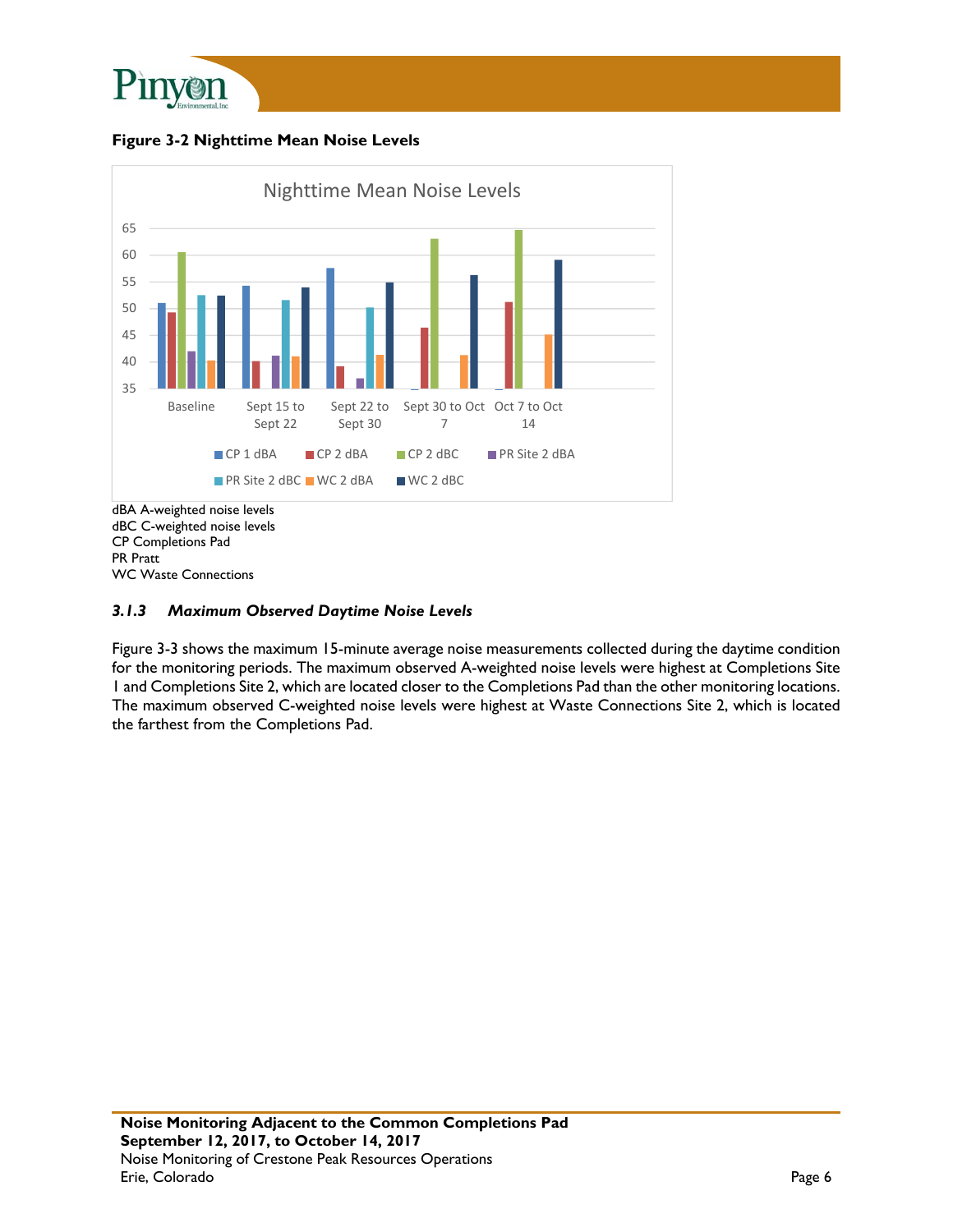**Figure 3-2 Nighttime Mean Noise Levels**

dBA A-weighted noise levels
dBC C-weighted noise levels
CP Completions Pad
PR Pratt
WC Waste Connections

### *3.1.3 Maximum Observed Daytime Noise Levels*

Figure 3-3 shows the maximum 15-minute average noise measurements collected during the daytime condition for the monitoring periods. The maximum observed A-weighted noise levels were highest at Completions Site 1 and Completions Site 2, which are located closer to the Completions Pad than the other monitoring locations. The maximum observed C-weighted noise levels were highest at Waste Connections Site 2, which is located the farthest from the Completions Pad.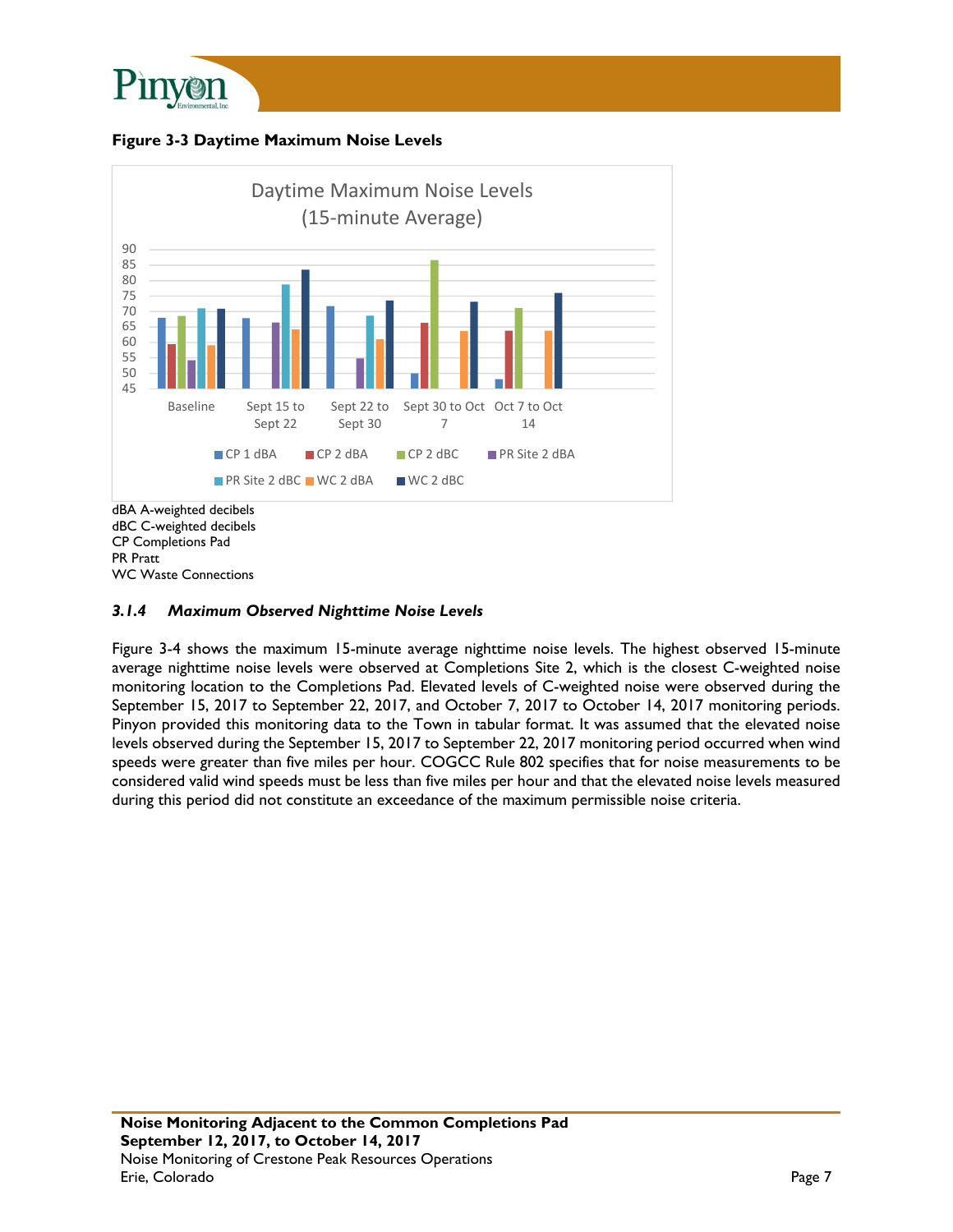**Figure 3-3 Daytime Maximum Noise Levels**

dBA A-weighted decibels
dBC C-weighted decibels
CP Completions Pad
PR Pratt
WC Waste Connections

### *3.1.4 Maximum Observed Nighttime Noise Levels*

Figure 3-4 shows the maximum 15-minute average nighttime noise levels. The highest observed 15-minute average nighttime noise levels were observed at Completions Site 2, which is the closest C-weighted noise monitoring location to the Completions Pad. Elevated levels of C-weighted noise were observed during the September 15, 2017 to September 22, 2017, and October 7, 2017 to October 14, 2017 monitoring periods. Pinyon provided this monitoring data to the Town in tabular format. It was assumed that the elevated noise levels observed during the September 15, 2017 to September 22, 2017 monitoring period occurred when wind speeds were greater than five miles per hour. COGCC Rule 802 specifies that for noise measurements to be considered valid wind speeds must be less than five miles per hour and that the elevated noise levels measured during this period did not constitute an exceedance of the maximum permissible noise criteria.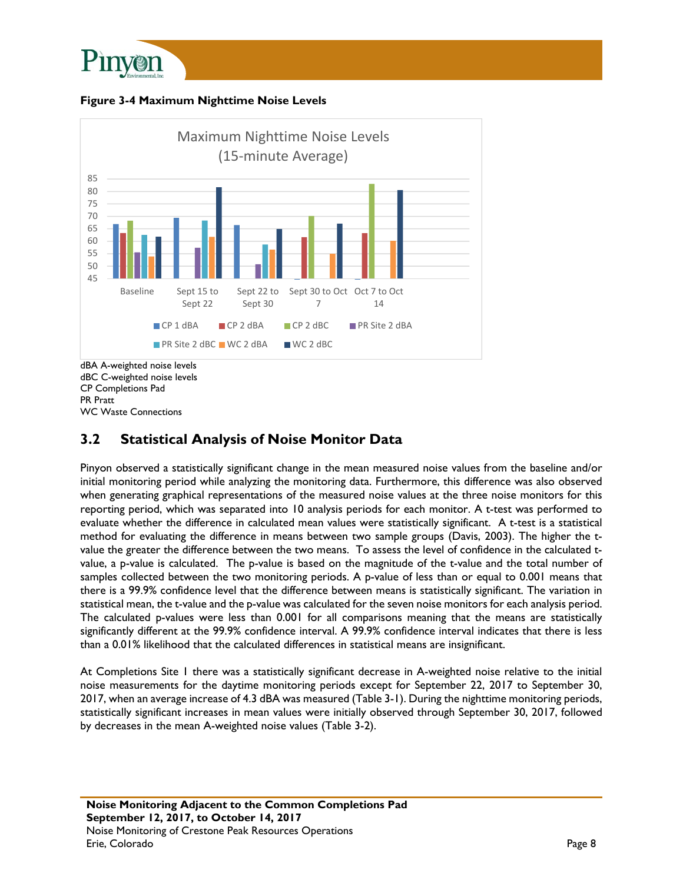**Figure 3-4 Maximum Nighttime Noise Levels**

dBA A-weighted noise levels
dBC C-weighted noise levels
CP Completions Pad
PR Pratt
WC Waste Connections

## 3.2 Statistical Analysis of Noise Monitor Data

Pinyon observed a statistically significant change in the mean measured noise values from the baseline and/or initial monitoring period while analyzing the monitoring data. Furthermore, this difference was also observed when generating graphical representations of the measured noise values at the three noise monitors for this reporting period, which was separated into 10 analysis periods for each monitor. A t-test was performed to evaluate whether the difference in calculated mean values were statistically significant. A t-test is a statistical method for evaluating the difference in means between two sample groups (Davis, 2003). The higher the t-value the greater the difference between the two means. To assess the level of confidence in the calculated t-value, a p-value is calculated. The p-value is based on the magnitude of the t-value and the total number of samples collected between the two monitoring periods. A p-value of less than or equal to 0.001 means that there is a 99.9% confidence level that the difference between means is statistically significant. The variation in statistical mean, the t-value and the p-value was calculated for the seven noise monitors for each analysis period. The calculated p-values were less than 0.001 for all comparisons meaning that the means are statistically significantly different at the 99.9% confidence interval. A 99.9% confidence interval indicates that there is less than a 0.01% likelihood that the calculated differences in statistical means are insignificant.

At Completions Site 1 there was a statistically significant decrease in A-weighted noise relative to the initial noise measurements for the daytime monitoring periods except for September 22, 2017 to September 30, 2017, when an average increase of 4.3 dBA was measured (Table 3-1). During the nighttime monitoring periods, statistically significant increases in mean values were initially observed through September 30, 2017, followed by decreases in the mean A-weighted noise values (Table 3-2).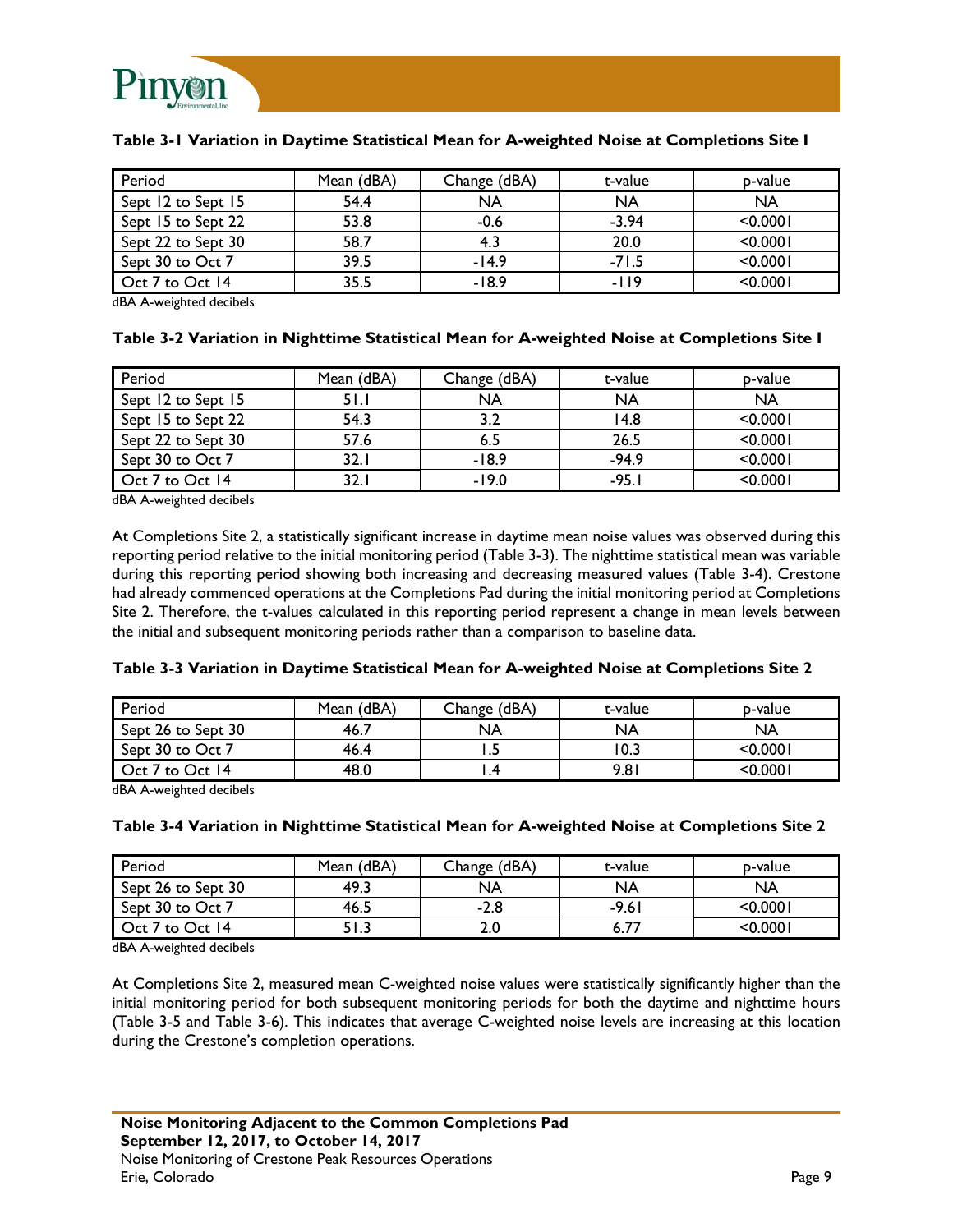**Table 3-1 Variation in Daytime Statistical Mean for A-weighted Noise at Completions Site 1**

| Period | Mean (dBA) | Change (dBA) | t-value | p-value |
|---|---|---|---|---|
| Sept 12 to Sept 15 | 54.4 | NA | NA | NA |
| Sept 15 to Sept 22 | 53.8 | -0.6 | -3.94 | <0.0001 |
| Sept 22 to Sept 30 | 58.7 | 4.3 | 20.0 | <0.0001 |
| Sept 30 to Oct 7 | 39.5 | -14.9 | -71.5 | <0.0001 |
| Oct 7 to Oct 14 | 35.5 | -18.9 | -119 | <0.0001 |

dBA A-weighted decibels

**Table 3-2 Variation in Nighttime Statistical Mean for A-weighted Noise at Completions Site 1**

| Period | Mean (dBA) | Change (dBA) | t-value | p-value |
|---|---|---|---|---|
| Sept 12 to Sept 15 | 51.1 | NA | NA | NA |
| Sept 15 to Sept 22 | 54.3 | 3.2 | 14.8 | <0.0001 |
| Sept 22 to Sept 30 | 57.6 | 6.5 | 26.5 | <0.0001 |
| Sept 30 to Oct 7 | 32.1 | -18.9 | -94.9 | <0.0001 |
| Oct 7 to Oct 14 | 32.1 | -19.0 | -95.1 | <0.0001 |

dBA A-weighted decibels

At Completions Site 2, a statistically significant increase in daytime mean noise values was observed during this reporting period relative to the initial monitoring period (Table 3-3). The nighttime statistical mean was variable during this reporting period showing both increasing and decreasing measured values (Table 3-4). Crestone had already commenced operations at the Completions Pad during the initial monitoring period at Completions Site 2. Therefore, the t-values calculated in this reporting period represent a change in mean levels between the initial and subsequent monitoring periods rather than a comparison to baseline data.

**Table 3-3 Variation in Daytime Statistical Mean for A-weighted Noise at Completions Site 2**

| Period | Mean (dBA) | Change (dBA) | t-value | p-value |
|---|---|---|---|---|
| Sept 26 to Sept 30 | 46.7 | NA | NA | NA |
| Sept 30 to Oct 7 | 46.4 | 1.5 | 10.3 | <0.0001 |
| Oct 7 to Oct 14 | 48.0 | 1.4 | 9.81 | <0.0001 |

dBA A-weighted decibels

**Table 3-4 Variation in Nighttime Statistical Mean for A-weighted Noise at Completions Site 2**

| Period | Mean (dBA) | Change (dBA) | t-value | p-value |
|---|---|---|---|---|
| Sept 26 to Sept 30 | 49.3 | NA | NA | NA |
| Sept 30 to Oct 7 | 46.5 | -2.8 | -9.61 | <0.0001 |
| Oct 7 to Oct 14 | 51.3 | 2.0 | 6.77 | <0.0001 |

dBA A-weighted decibels

At Completions Site 2, measured mean C-weighted noise values were statistically significantly higher than the initial monitoring period for both subsequent monitoring periods for both the daytime and nighttime hours (Table 3-5 and Table 3-6). This indicates that average C-weighted noise levels are increasing at this location during the Crestone's completion operations.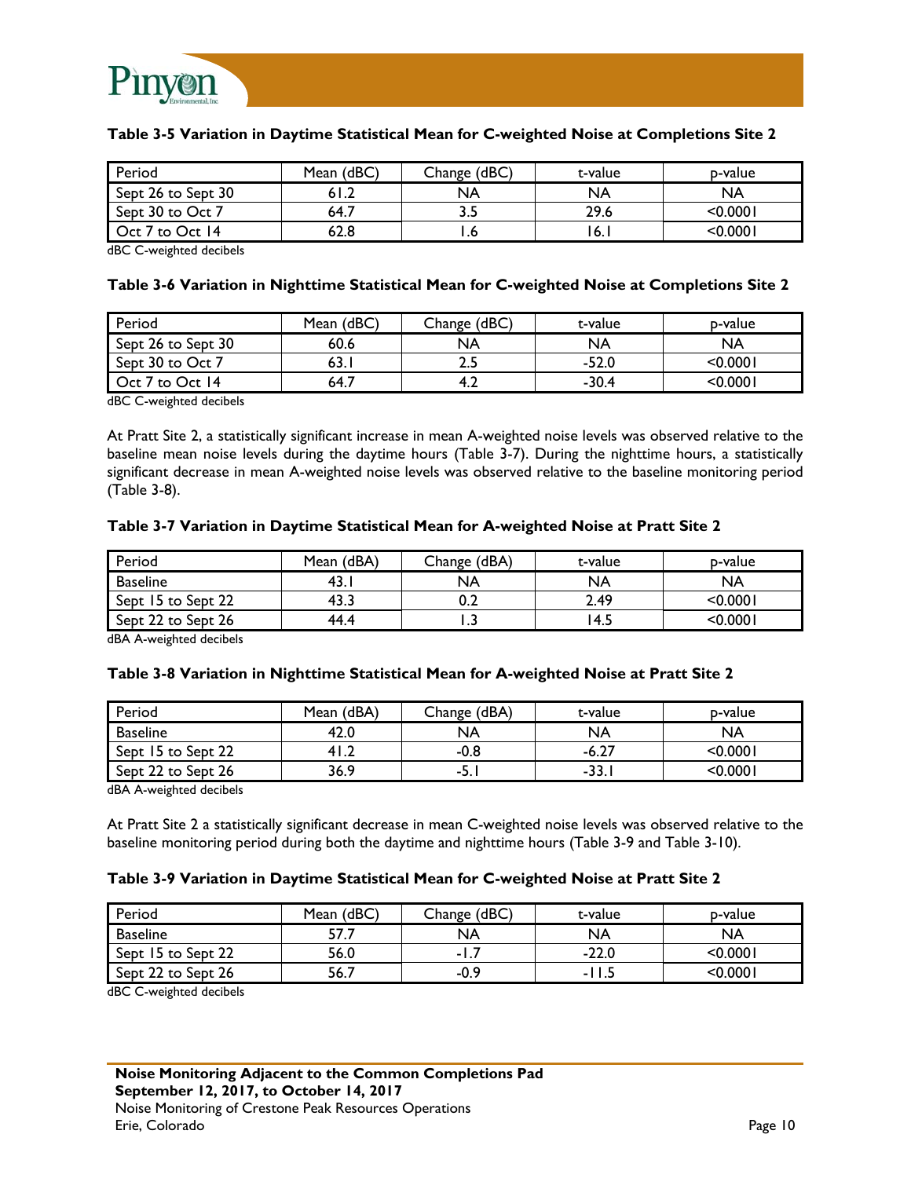**Table 3-5 Variation in Daytime Statistical Mean for C-weighted Noise at Completions Site 2**

| Period | Mean (dBC) | Change (dBC) | t-value | p-value |
|---|---|---|---|---|
| Sept 26 to Sept 30 | 61.2 | NA | NA | NA |
| Sept 30 to Oct 7 | 64.7 | 3.5 | 29.6 | <0.0001 |
| Oct 7 to Oct 14 | 62.8 | 1.6 | 16.1 | <0.0001 |

dBC C-weighted decibels

**Table 3-6 Variation in Nighttime Statistical Mean for C-weighted Noise at Completions Site 2**

| Period | Mean (dBC) | Change (dBC) | t-value | p-value |
|---|---|---|---|---|
| Sept 26 to Sept 30 | 60.6 | NA | NA | NA |
| Sept 30 to Oct 7 | 63.1 | 2.5 | -52.0 | <0.0001 |
| Oct 7 to Oct 14 | 64.7 | 4.2 | -30.4 | <0.0001 |

dBC C-weighted decibels

At Pratt Site 2, a statistically significant increase in mean A-weighted noise levels was observed relative to the baseline mean noise levels during the daytime hours (Table 3-7). During the nighttime hours, a statistically significant decrease in mean A-weighted noise levels was observed relative to the baseline monitoring period (Table 3-8).

**Table 3-7 Variation in Daytime Statistical Mean for A-weighted Noise at Pratt Site 2**

| Period | Mean (dBA) | Change (dBA) | t-value | p-value |
|---|---|---|---|---|
| Baseline | 43.1 | NA | NA | NA |
| Sept 15 to Sept 22 | 43.3 | 0.2 | 2.49 | <0.0001 |
| Sept 22 to Sept 26 | 44.4 | 1.3 | 14.5 | <0.0001 |

dBA A-weighted decibels

**Table 3-8 Variation in Nighttime Statistical Mean for A-weighted Noise at Pratt Site 2**

| Period | Mean (dBA) | Change (dBA) | t-value | p-value |
|---|---|---|---|---|
| Baseline | 42.0 | NA | NA | NA |
| Sept 15 to Sept 22 | 41.2 | -0.8 | -6.27 | <0.0001 |
| Sept 22 to Sept 26 | 36.9 | -5.1 | -33.1 | <0.0001 |

dBA A-weighted decibels

At Pratt Site 2 a statistically significant decrease in mean C-weighted noise levels was observed relative to the baseline monitoring period during both the daytime and nighttime hours (Table 3-9 and Table 3-10).

**Table 3-9 Variation in Daytime Statistical Mean for C-weighted Noise at Pratt Site 2**

| Period | Mean (dBC) | Change (dBC) | t-value | p-value |
|---|---|---|---|---|
| Baseline | 57.7 | NA | NA | NA |
| Sept 15 to Sept 22 | 56.0 | -1.7 | -22.0 | <0.0001 |
| Sept 22 to Sept 26 | 56.7 | -0.9 | -11.5 | <0.0001 |

dBC C-weighted decibels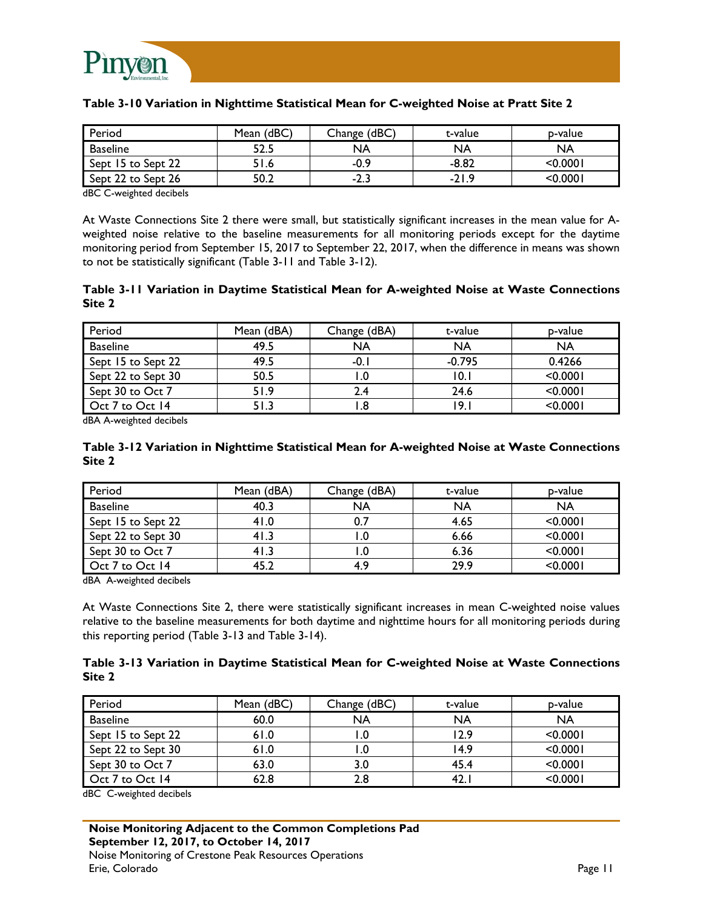**Table 3-10 Variation in Nighttime Statistical Mean for C-weighted Noise at Pratt Site 2**

| Period | Mean (dBC) | Change (dBC) | t-value | p-value |
|---|---|---|---|---|
| Baseline | 52.5 | NA | NA | NA |
| Sept 15 to Sept 22 | 51.6 | -0.9 | -8.82 | <0.0001 |
| Sept 22 to Sept 26 | 50.2 | -2.3 | -21.9 | <0.0001 |

dBC C-weighted decibels

At Waste Connections Site 2 there were small, but statistically significant increases in the mean value for A-weighted noise relative to the baseline measurements for all monitoring periods except for the daytime monitoring period from September 15, 2017 to September 22, 2017, when the difference in means was shown to not be statistically significant (Table 3-11 and Table 3-12).

**Table 3-11 Variation in Daytime Statistical Mean for A-weighted Noise at Waste Connections Site 2**

| Period | Mean (dBA) | Change (dBA) | t-value | p-value |
|---|---|---|---|---|
| Baseline | 49.5 | NA | NA | NA |
| Sept 15 to Sept 22 | 49.5 | -0.1 | -0.795 | 0.4266 |
| Sept 22 to Sept 30 | 50.5 | 1.0 | 10.1 | <0.0001 |
| Sept 30 to Oct 7 | 51.9 | 2.4 | 24.6 | <0.0001 |
| Oct 7 to Oct 14 | 51.3 | 1.8 | 19.1 | <0.0001 |

dBA A-weighted decibels

**Table 3-12 Variation in Nighttime Statistical Mean for A-weighted Noise at Waste Connections Site 2**

| Period | Mean (dBA) | Change (dBA) | t-value | p-value |
|---|---|---|---|---|
| Baseline | 40.3 | NA | NA | NA |
| Sept 15 to Sept 22 | 41.0 | 0.7 | 4.65 | <0.0001 |
| Sept 22 to Sept 30 | 41.3 | 1.0 | 6.66 | <0.0001 |
| Sept 30 to Oct 7 | 41.3 | 1.0 | 6.36 | <0.0001 |
| Oct 7 to Oct 14 | 45.2 | 4.9 | 29.9 | <0.0001 |

dBA A-weighted decibels

At Waste Connections Site 2, there were statistically significant increases in mean C-weighted noise values relative to the baseline measurements for both daytime and nighttime hours for all monitoring periods during this reporting period (Table 3-13 and Table 3-14).

**Table 3-13 Variation in Daytime Statistical Mean for C-weighted Noise at Waste Connections Site 2**

| Period | Mean (dBC) | Change (dBC) | t-value | p-value |
|---|---|---|---|---|
| Baseline | 60.0 | NA | NA | NA |
| Sept 15 to Sept 22 | 61.0 | 1.0 | 12.9 | <0.0001 |
| Sept 22 to Sept 30 | 61.0 | 1.0 | 14.9 | <0.0001 |
| Sept 30 to Oct 7 | 63.0 | 3.0 | 45.4 | <0.0001 |
| Oct 7 to Oct 14 | 62.8 | 2.8 | 42.1 | <0.0001 |

dBC C-weighted decibels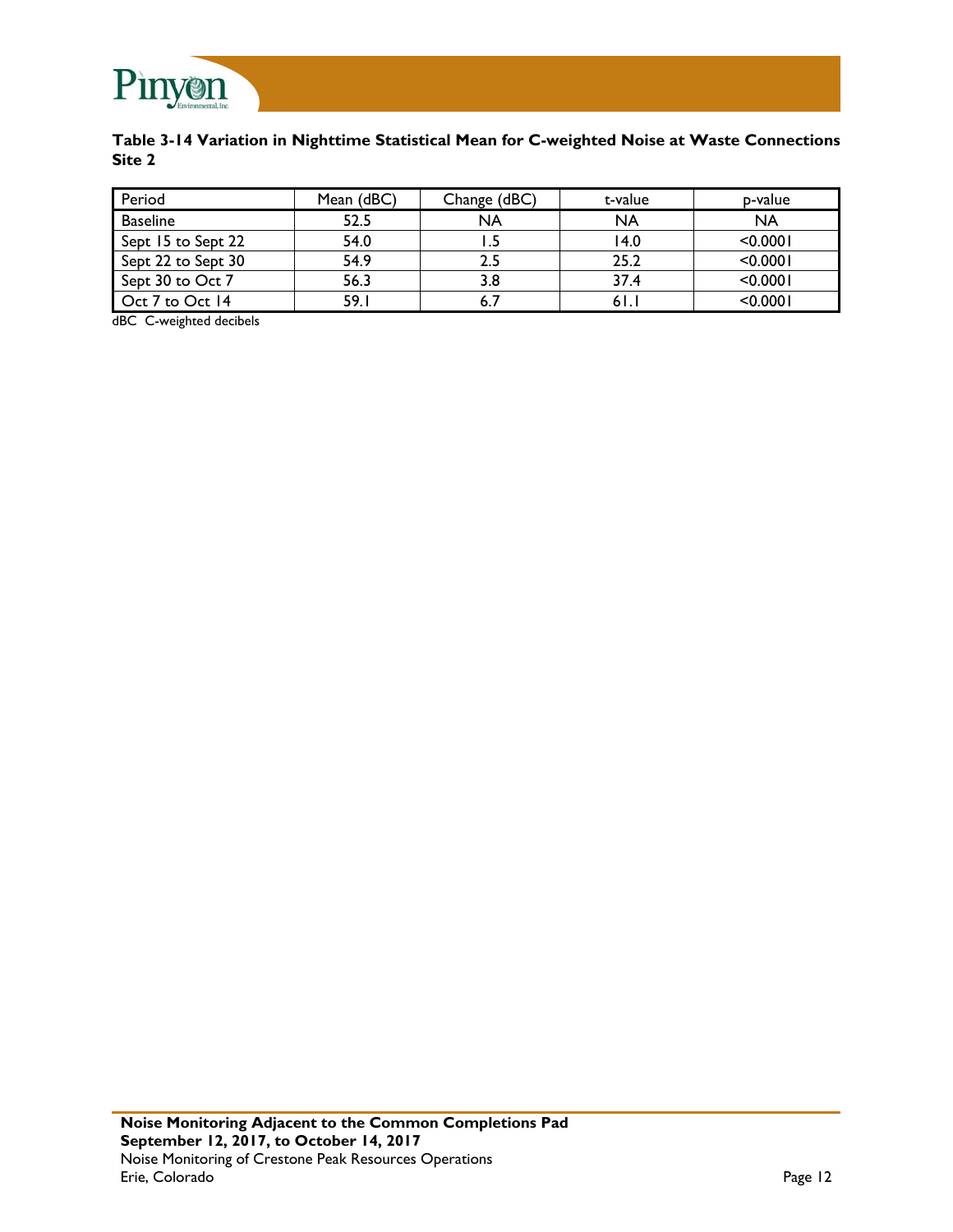**Table 3-14 Variation in Nighttime Statistical Mean for C-weighted Noise at Waste Connections Site 2**

| Period | Mean (dBC) | Change (dBC) | t-value | p-value |
|---|---|---|---|---|
| Baseline | 52.5 | NA | NA | NA |
| Sept 15 to Sept 22 | 54.0 | 1.5 | 14.0 | <0.0001 |
| Sept 22 to Sept 30 | 54.9 | 2.5 | 25.2 | <0.0001 |
| Sept 30 to Oct 7 | 56.3 | 3.8 | 37.4 | <0.0001 |
| Oct 7 to Oct 14 | 59.1 | 6.7 | 61.1 | <0.0001 |

dBC C-weighted decibels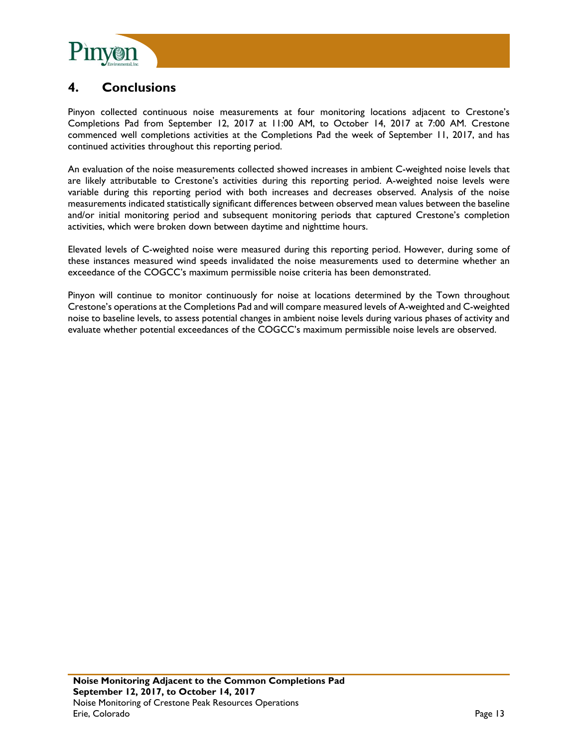# 4. Conclusions

Pinyon collected continuous noise measurements at four monitoring locations adjacent to Crestone's Completions Pad from September 12, 2017 at 11:00 AM, to October 14, 2017 at 7:00 AM. Crestone commenced well completions activities at the Completions Pad the week of September 11, 2017, and has continued activities throughout this reporting period.

An evaluation of the noise measurements collected showed increases in ambient C-weighted noise levels that are likely attributable to Crestone's activities during this reporting period. A-weighted noise levels were variable during this reporting period with both increases and decreases observed. Analysis of the noise measurements indicated statistically significant differences between observed mean values between the baseline and/or initial monitoring period and subsequent monitoring periods that captured Crestone's completion activities, which were broken down between daytime and nighttime hours.

Elevated levels of C-weighted noise were measured during this reporting period. However, during some of these instances measured wind speeds invalidated the noise measurements used to determine whether an exceedance of the COGCC's maximum permissible noise criteria has been demonstrated.

Pinyon will continue to monitor continuously for noise at locations determined by the Town throughout Crestone's operations at the Completions Pad and will compare measured levels of A-weighted and C-weighted noise to baseline levels, to assess potential changes in ambient noise levels during various phases of activity and evaluate whether potential exceedances of the COGCC's maximum permissible noise levels are observed.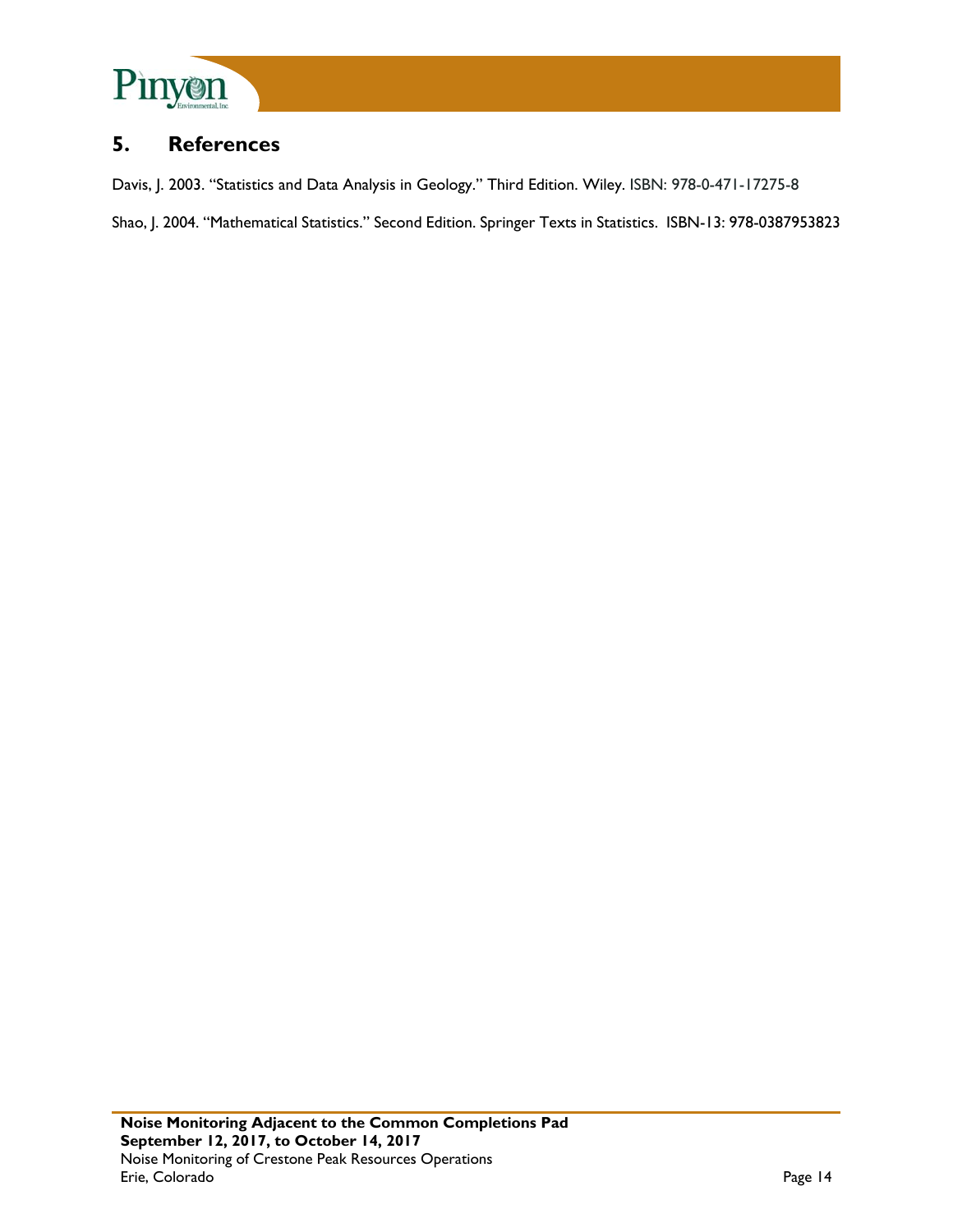## 5. References

Davis, J. 2003. "Statistics and Data Analysis in Geology." Third Edition. Wiley. ISBN: 978-0-471-17275-8

Shao, J. 2004. "Mathematical Statistics." Second Edition. Springer Texts in Statistics. ISBN-13: 978-0387953823